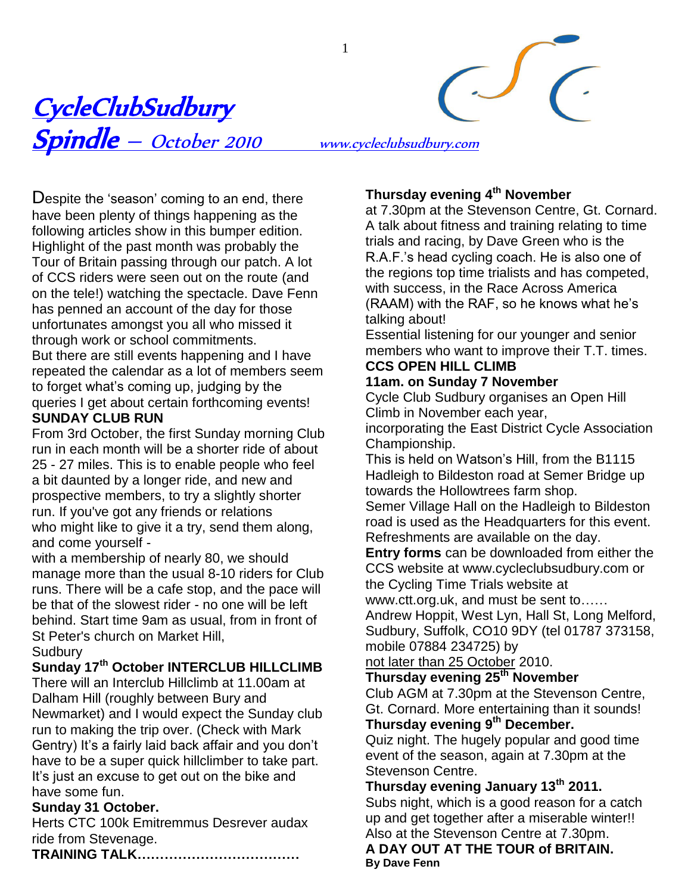# CycleClubSudbury

## Spindle – October 2010

www.cycleclubsudbury.com

Despite the 'season' coming to an end, there have been plenty of things happening as the following articles show in this bumper edition. Highlight of the past month was probably the Tour of Britain passing through our patch. A lot of CCS riders were seen out on the route (and on the tele!) watching the spectacle. Dave Fenn has penned an account of the day for those unfortunates amongst you all who missed it through work or school commitments.

But there are still events happening and I have repeated the calendar as a lot of members seem to forget what's coming up, judging by the queries I get about certain forthcoming events!

**SUNDAY CLUB RUN**

From 3rd October, the first Sunday morning Club run in each month will be a shorter ride of about 25 - 27 miles. This is to enable people who feel a bit daunted by a longer ride, and new and prospective members, to try a slightly shorter run. If you've got any friends or relations who might like to give it a try, send them along, and come yourself -

with a membership of nearly 80, we should manage more than the usual 8-10 riders for Club runs. There will be a cafe stop, and the pace will be that of the slowest rider - no one will be left behind. Start time 9am as usual, from in front of St Peter's church on Market Hill, Sudbury

**Sunday 17th October INTERCLUB HILLCLIMB**

There will an Interclub Hillclimb at 11.00am at Dalham Hill (roughly between Bury and Newmarket) and I would expect the Sunday club run to making the trip over. (Check with Mark Gentry) It's a fairly laid back affair and you don't have to be a super quick hillclimber to take part. It's just an excuse to get out on the bike and have some fun.

**Sunday 31 October.**

Herts CTC 100k Emitremmus Desrever audax ride from Stevenage.

**TRAINING TALK………………………………**

**Thursday evening 4th November**

at 7.30pm at the Stevenson Centre, Gt. Cornard. A talk about fitness and training relating to time trials and racing, by Dave Green who is the R.A.F.'s head cycling coach. He is also one of the regions top time trialists and has competed, with success, in the Race Across America (RAAM) with the RAF, so he knows what he's talking about!

Essential listening for our younger and senior members who want to improve their T.T. times.

**CCS OPEN HILL CLIMB**

**11am. on Sunday 7 November**

Cycle Club Sudbury organises an Open Hill Climb in November each year, incorporating the East District Cycle Association Championship.

This is held on Watson's Hill, from the B1115 Hadleigh to Bildeston road at Semer Bridge up towards the Hollowtrees farm shop.

Semer Village Hall on the Hadleigh to Bildeston road is used as the Headquarters for this event. Refreshments are available on the day.

**Entry forms** can be downloaded from either the CCS website at www.cycleclubsudbury.com or the Cycling Time Trials website at www.ctt.org.uk, and must be sent to……

Andrew Hoppit, West Lyn, Hall St, Long Melford, Sudbury, Suffolk, CO10 9DY (tel 01787 373158, mobile 07884 234725) by

not later than 25 October 2010.

**Thursday evening 25th November**

Club AGM at 7.30pm at the Stevenson Centre, Gt. Cornard. More entertaining than it sounds!

**Thursday evening 9th December.**

Quiz night. The hugely popular and good time event of the season, again at 7.30pm at the Stevenson Centre.

**Thursday evening January 13th 2011.**

Subs night, which is a good reason for a catch up and get together after a miserable winter!! Also at the Stevenson Centre at 7.30pm.

**A DAY OUT AT THE TOUR of BRITAIN.**

**By Dave Fenn**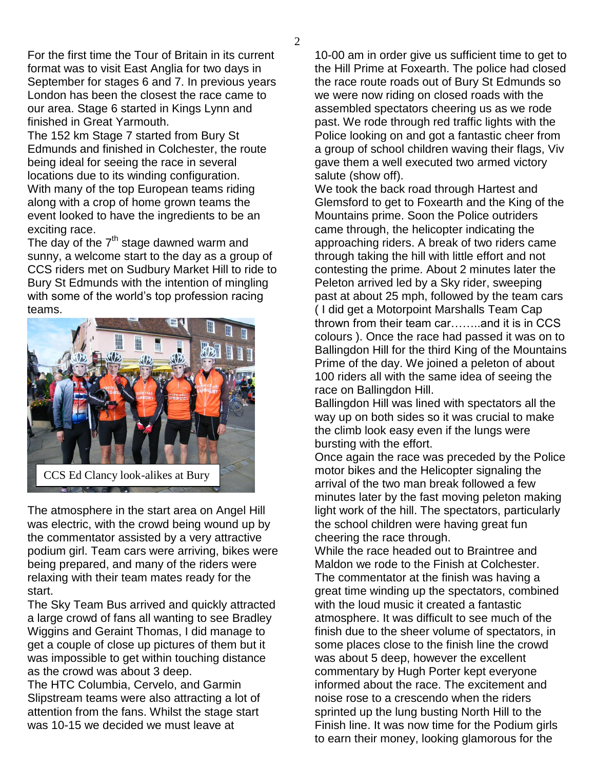For the first time the Tour of Britain in its current format was to visit East Anglia for two days in September for stages 6 and 7. In previous years London has been the closest the race came to our area. Stage 6 started in Kings Lynn and finished in Great Yarmouth.

The 152 km Stage 7 started from Bury St Edmunds and finished in Colchester, the route being ideal for seeing the race in several locations due to its winding configuration. With many of the top European teams riding along with a crop of home grown teams the event looked to have the ingredients to be an exciting race.

The day of the 7th stage dawned warm and sunny, a welcome start to the day as a group of CCS riders met on Sudbury Market Hill to ride to Bury St Edmunds with the intention of mingling with some of the world's top profession racing teams.

CCS Ed Clancy look-alikes at Bury

The atmosphere in the start area on Angel Hill was electric, with the crowd being wound up by the commentator assisted by a very attractive podium girl. Team cars were arriving, bikes were being prepared, and many of the riders were relaxing with their team mates ready for the start.

The Sky Team Bus arrived and quickly attracted a large crowd of fans all wanting to see Bradley Wiggins and Geraint Thomas, I did manage to get a couple of close up pictures of them but it was impossible to get within touching distance as the crowd was about 3 deep.

The HTC Columbia, Cervelo, and Garmin Slipstream teams were also attracting a lot of attention from the fans. Whilst the stage start was 10-15 we decided we must leave at 10-00 am in order give us sufficient time to get to the Hill Prime at Foxearth. The police had closed the race route roads out of Bury St Edmunds so we were now riding on closed roads with the assembled spectators cheering us as we rode past. We rode through red traffic lights with the Police looking on and got a fantastic cheer from a group of school children waving their flags, Viv gave them a well executed two armed victory salute (show off).

We took the back road through Hartest and Glemsford to get to Foxearth and the King of the Mountains prime. Soon the Police outriders came through, the helicopter indicating the approaching riders. A break of two riders came through taking the hill with little effort and not contesting the prime. About 2 minutes later the Peleton arrived led by a Sky rider, sweeping past at about 25 mph, followed by the team cars ( I did get a Motorpoint Marshalls Team Cap thrown from their team car……..and it is in CCS colours ). Once the race had passed it was on to Ballingdon Hill for the third King of the Mountains Prime of the day. We joined a peleton of about 100 riders all with the same idea of seeing the race on Ballingdon Hill.

Ballingdon Hill was lined with spectators all the way up on both sides so it was crucial to make the climb look easy even if the lungs were bursting with the effort.

Once again the race was preceded by the Police motor bikes and the Helicopter signaling the arrival of the two man break followed a few minutes later by the fast moving peleton making light work of the hill. The spectators, particularly the school children were having great fun cheering the race through.

While the race headed out to Braintree and Maldon we rode to the Finish at Colchester. The commentator at the finish was having a great time winding up the spectators, combined with the loud music it created a fantastic atmosphere. It was difficult to see much of the finish due to the sheer volume of spectators, in some places close to the finish line the crowd was about 5 deep, however the excellent commentary by Hugh Porter kept everyone informed about the race. The excitement and noise rose to a crescendo when the riders sprinted up the lung busting North Hill to the Finish line. It was now time for the Podium girls to earn their money, looking glamorous for the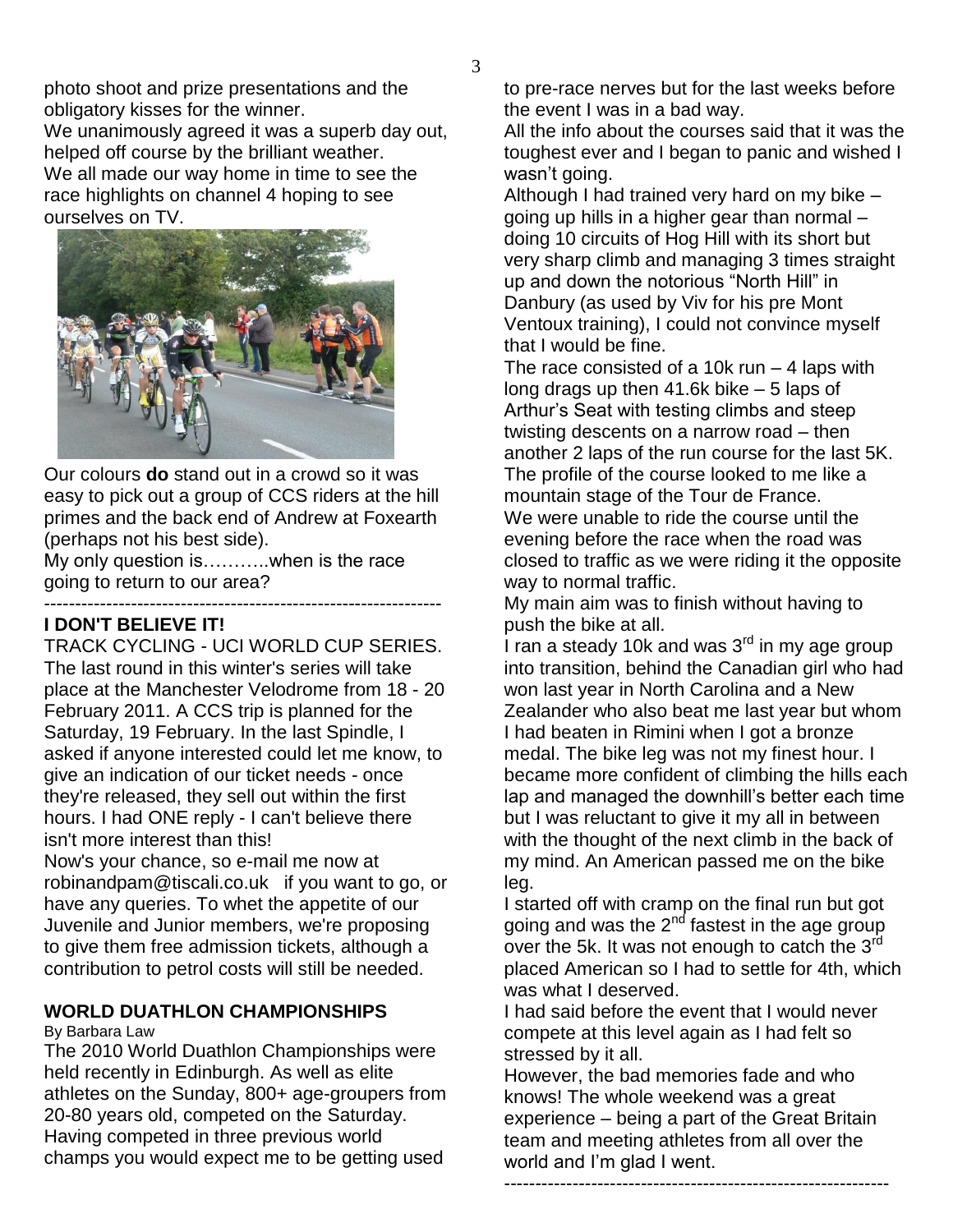photo shoot and prize presentations and the obligatory kisses for the winner.

We unanimously agreed it was a superb day out, helped off course by the brilliant weather.

We all made our way home in time to see the race highlights on channel 4 hoping to see ourselves on TV.

Our colours **do** stand out in a crowd so it was easy to pick out a group of CCS riders at the hill primes and the back end of Andrew at Foxearth (perhaps not his best side).

My only question is………..when is the race going to return to our area?

---

## I DON'T BELIEVE IT!

TRACK CYCLING - UCI WORLD CUP SERIES. The last round in this winter's series will take place at the Manchester Velodrome from 18 - 20 February 2011. A CCS trip is planned for the Saturday, 19 February. In the last Spindle, I asked if anyone interested could let me know, to give an indication of our ticket needs - once they're released, they sell out within the first hours. I had ONE reply - I can't believe there isn't more interest than this!

Now's your chance, so e-mail me now at robinandpam@tiscali.co.uk if you want to go, or have any queries. To whet the appetite of our Juvenile and Junior members, we're proposing to give them free admission tickets, although a contribution to petrol costs will still be needed.

## WORLD DUATHLON CHAMPIONSHIPS

By Barbara Law

The 2010 World Duathlon Championships were held recently in Edinburgh. As well as elite athletes on the Sunday, 800+ age-groupers from 20-80 years old, competed on the Saturday. Having competed in three previous world champs you would expect me to be getting used to pre-race nerves but for the last weeks before the event I was in a bad way.

All the info about the courses said that it was the toughest ever and I began to panic and wished I wasn't going.

Although I had trained very hard on my bike – going up hills in a higher gear than normal – doing 10 circuits of Hog Hill with its short but very sharp climb and managing 3 times straight up and down the notorious "North Hill" in Danbury (as used by Viv for his pre Mont Ventoux training), I could not convince myself that I would be fine.

The race consisted of a 10k run – 4 laps with long drags up then 41.6k bike – 5 laps of Arthur's Seat with testing climbs and steep twisting descents on a narrow road – then another 2 laps of the run course for the last 5K. The profile of the course looked to me like a mountain stage of the Tour de France.

We were unable to ride the course until the evening before the race when the road was closed to traffic as we were riding it the opposite way to normal traffic.

My main aim was to finish without having to push the bike at all.

I ran a steady 10k and was 3rd in my age group into transition, behind the Canadian girl who had won last year in North Carolina and a New Zealander who also beat me last year but whom I had beaten in Rimini when I got a bronze medal. The bike leg was not my finest hour. I became more confident of climbing the hills each lap and managed the downhill's better each time but I was reluctant to give it my all in between with the thought of the next climb in the back of my mind. An American passed me on the bike leg.

I started off with cramp on the final run but got going and was the 2nd fastest in the age group over the 5k. It was not enough to catch the 3rd placed American so I had to settle for 4th, which was what I deserved.

I had said before the event that I would never compete at this level again as I had felt so stressed by it all.

However, the bad memories fade and who knows! The whole weekend was a great experience – being a part of the Great Britain team and meeting athletes from all over the world and I'm glad I went.

---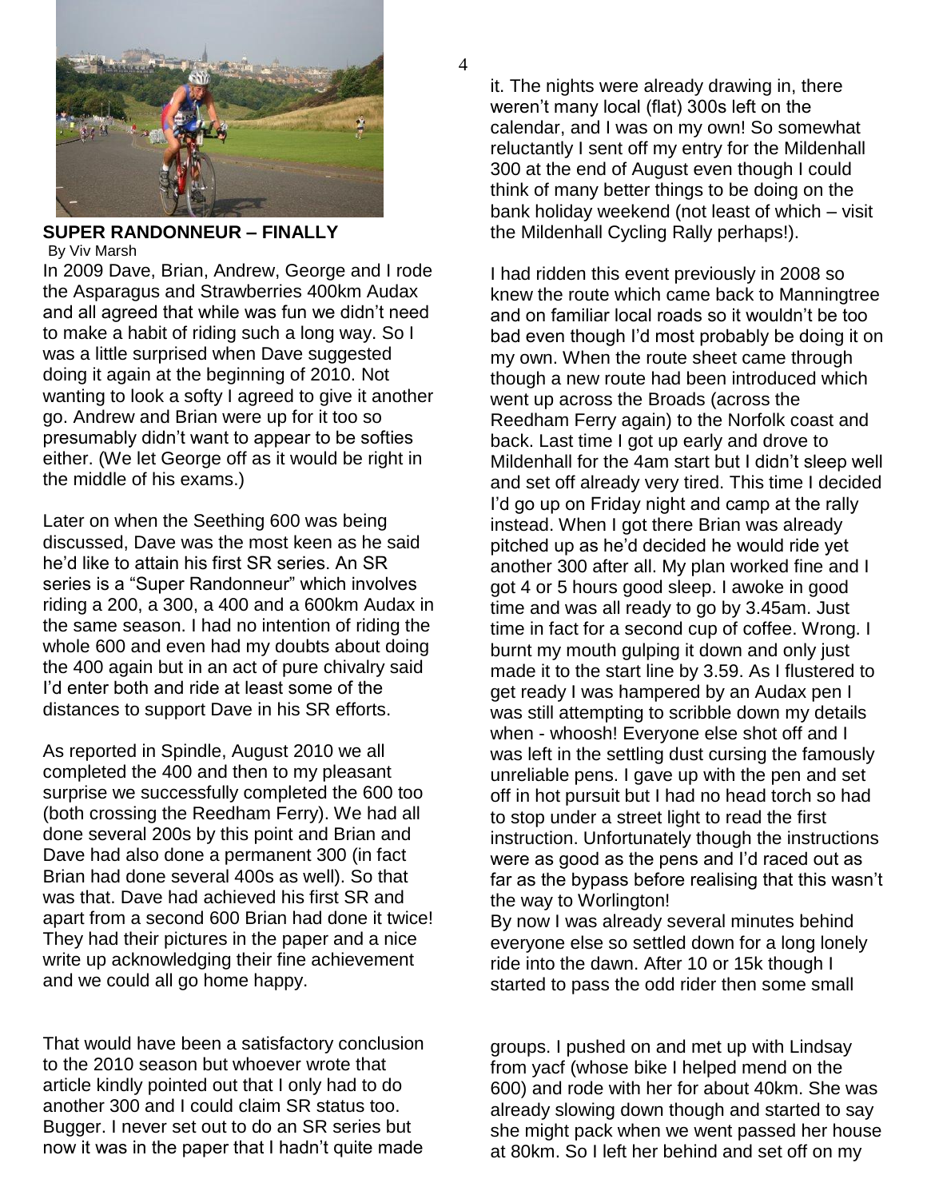## SUPER RANDONNEUR – FINALLY

By Viv Marsh

In 2009 Dave, Brian, Andrew, George and I rode the Asparagus and Strawberries 400km Audax and all agreed that while was fun we didn't need to make a habit of riding such a long way. So I was a little surprised when Dave suggested doing it again at the beginning of 2010. Not wanting to look a softy I agreed to give it another go. Andrew and Brian were up for it too so presumably didn't want to appear to be softies either. (We let George off as it would be right in the middle of his exams.)

Later on when the Seething 600 was being discussed, Dave was the most keen as he said he'd like to attain his first SR series. An SR series is a "Super Randonneur" which involves riding a 200, a 300, a 400 and a 600km Audax in the same season. I had no intention of riding the whole 600 and even had my doubts about doing the 400 again but in an act of pure chivalry said I'd enter both and ride at least some of the distances to support Dave in his SR efforts.

As reported in Spindle, August 2010 we all completed the 400 and then to my pleasant surprise we successfully completed the 600 too (both crossing the Reedham Ferry). We had all done several 200s by this point and Brian and Dave had also done a permanent 300 (in fact Brian had done several 400s as well). So that was that. Dave had achieved his first SR and apart from a second 600 Brian had done it twice! They had their pictures in the paper and a nice write up acknowledging their fine achievement and we could all go home happy.

That would have been a satisfactory conclusion to the 2010 season but whoever wrote that article kindly pointed out that I only had to do another 300 and I could claim SR status too. Bugger. I never set out to do an SR series but now it was in the paper that I hadn't quite made it. The nights were already drawing in, there weren't many local (flat) 300s left on the calendar, and I was on my own! So somewhat reluctantly I sent off my entry for the Mildenhall 300 at the end of August even though I could think of many better things to be doing on the bank holiday weekend (not least of which – visit the Mildenhall Cycling Rally perhaps!).

I had ridden this event previously in 2008 so knew the route which came back to Manningtree and on familiar local roads so it wouldn't be too bad even though I'd most probably be doing it on my own. When the route sheet came through though a new route had been introduced which went up across the Broads (across the Reedham Ferry again) to the Norfolk coast and back. Last time I got up early and drove to Mildenhall for the 4am start but I didn't sleep well and set off already very tired. This time I decided I'd go up on Friday night and camp at the rally instead. When I got there Brian was already pitched up as he'd decided he would ride yet another 300 after all. My plan worked fine and I got 4 or 5 hours good sleep. I awoke in good time and was all ready to go by 3.45am. Just time in fact for a second cup of coffee. Wrong. I burnt my mouth gulping it down and only just made it to the start line by 3.59. As I flustered to get ready I was hampered by an Audax pen I was still attempting to scribble down my details when - whoosh! Everyone else shot off and I was left in the settling dust cursing the famously unreliable pens. I gave up with the pen and set off in hot pursuit but I had no head torch so had to stop under a street light to read the first instruction. Unfortunately though the instructions were as good as the pens and I'd raced out as far as the bypass before realising that this wasn't the way to Worlington!

By now I was already several minutes behind everyone else so settled down for a long lonely ride into the dawn. After 10 or 15k though I started to pass the odd rider then some small groups. I pushed on and met up with Lindsay from yacf (whose bike I helped mend on the 600) and rode with her for about 40km. She was already slowing down though and started to say she might pack when we went passed her house at 80km. So I left her behind and set off on my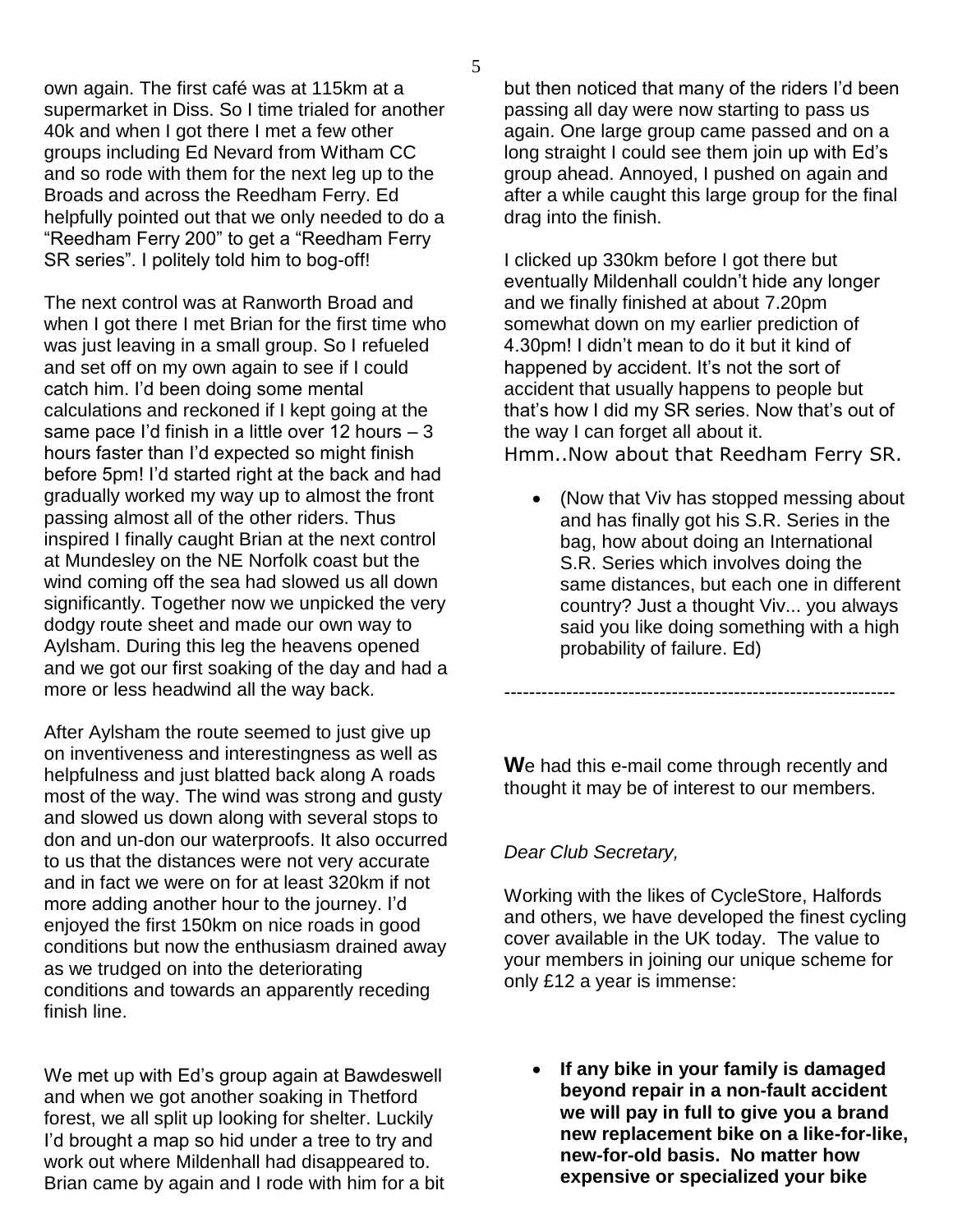own again. The first café was at 115km at a supermarket in Diss. So I time trialed for another 40k and when I got there I met a few other groups including Ed Nevard from Witham CC and so rode with them for the next leg up to the Broads and across the Reedham Ferry. Ed helpfully pointed out that we only needed to do a "Reedham Ferry 200" to get a "Reedham Ferry SR series". I politely told him to bog-off!

The next control was at Ranworth Broad and when I got there I met Brian for the first time who was just leaving in a small group. So I refueled and set off on my own again to see if I could catch him. I'd been doing some mental calculations and reckoned if I kept going at the same pace I'd finish in a little over 12 hours – 3 hours faster than I'd expected so might finish before 5pm! I'd started right at the back and had gradually worked my way up to almost the front passing almost all of the other riders. Thus inspired I finally caught Brian at the next control at Mundesley on the NE Norfolk coast but the wind coming off the sea had slowed us all down significantly. Together now we unpicked the very dodgy route sheet and made our own way to Aylsham. During this leg the heavens opened and we got our first soaking of the day and had a more or less headwind all the way back.

After Aylsham the route seemed to just give up on inventiveness and interestingness as well as helpfulness and just blatted back along A roads most of the way. The wind was strong and gusty and slowed us down along with several stops to don and un-don our waterproofs. It also occurred to us that the distances were not very accurate and in fact we were on for at least 320km if not more adding another hour to the journey. I'd enjoyed the first 150km on nice roads in good conditions but now the enthusiasm drained away as we trudged on into the deteriorating conditions and towards an apparently receding finish line.

We met up with Ed's group again at Bawdeswell and when we got another soaking in Thetford forest, we all split up looking for shelter. Luckily I'd brought a map so hid under a tree to try and work out where Mildenhall had disappeared to. Brian came by again and I rode with him for a bit but then noticed that many of the riders I'd been passing all day were now starting to pass us again. One large group came passed and on a long straight I could see them join up with Ed's group ahead. Annoyed, I pushed on again and after a while caught this large group for the final drag into the finish.

I clicked up 330km before I got there but eventually Mildenhall couldn't hide any longer and we finally finished at about 7.20pm somewhat down on my earlier prediction of 4.30pm! I didn't mean to do it but it kind of happened by accident. It's not the sort of accident that usually happens to people but that's how I did my SR series. Now that's out of the way I can forget all about it.
Hmm..Now about that Reedham Ferry SR.

- (Now that Viv has stopped messing about and has finally got his S.R. Series in the bag, how about doing an International S.R. Series which involves doing the same distances, but each one in different country? Just a thought Viv... you always said you like doing something with a high probability of failure. Ed)

---

**W**e had this e-mail come through recently and thought it may be of interest to our members.

*Dear Club Secretary,*

Working with the likes of CycleStore, Halfords and others, we have developed the finest cycling cover available in the UK today. The value to your members in joining our unique scheme for only £12 a year is immense:

- **If any bike in your family is damaged beyond repair in a non-fault accident we will pay in full to give you a brand new replacement bike on a like-for-like, new-for-old basis. No matter how expensive or specialized your bike**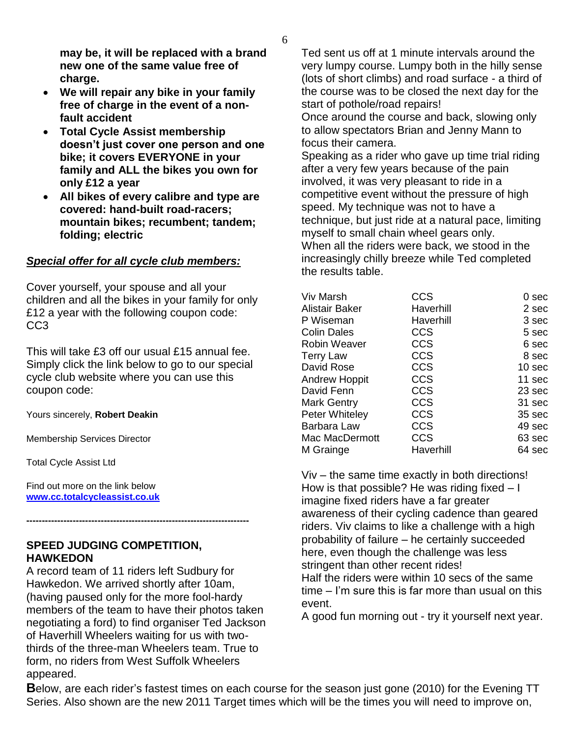**may be, it will be replaced with a brand new one of the same value free of charge.**

- **We will repair any bike in your family free of charge in the event of a non-fault accident**
- **Total Cycle Assist membership doesn't just cover one person and one bike; it covers EVERYONE in your family and ALL the bikes you own for only £12 a year**
- **All bikes of every calibre and type are covered: hand-built road-racers; mountain bikes; recumbent; tandem; folding; electric**

***Special offer for all cycle club members:***

Cover yourself, your spouse and all your children and all the bikes in your family for only £12 a year with the following coupon code: CC3

This will take £3 off our usual £15 annual fee. Simply click the link below to go to our special cycle club website where you can use this coupon code:

Yours sincerely, **Robert Deakin**

Membership Services Director

Total Cycle Assist Ltd

Find out more on the link below
[www.cc.totalcycleassist.co.uk](www.cc.totalcycleassist.co.uk)

------------------------------------------------------------------------

## SPEED JUDGING COMPETITION, HAWKEDON

A record team of 11 riders left Sudbury for Hawkedon. We arrived shortly after 10am, (having paused only for the more fool-hardy members of the team to have their photos taken negotiating a ford) to find organiser Ted Jackson of Haverhill Wheelers waiting for us with two-thirds of the three-man Wheelers team. True to form, no riders from West Suffolk Wheelers appeared.

Ted sent us off at 1 minute intervals around the very lumpy course. Lumpy both in the hilly sense (lots of short climbs) and road surface - a third of the course was to be closed the next day for the start of pothole/road repairs!

Once around the course and back, slowing only to allow spectators Brian and Jenny Mann to focus their camera.

Speaking as a rider who gave up time trial riding after a very few years because of the pain involved, it was very pleasant to ride in a competitive event without the pressure of high speed. My technique was not to have a technique, but just ride at a natural pace, limiting myself to small chain wheel gears only.

When all the riders were back, we stood in the increasingly chilly breeze while Ted completed the results table.

| Rider | Club | Time |
|---|---|---|
| Viv Marsh | CCS | 0 sec |
| Alistair Baker | Haverhill | 2 sec |
| P Wiseman | Haverhill | 3 sec |
| Colin Dales | CCS | 5 sec |
| Robin Weaver | CCS | 6 sec |
| Terry Law | CCS | 8 sec |
| David Rose | CCS | 10 sec |
| Andrew Hoppit | CCS | 11 sec |
| David Fenn | CCS | 23 sec |
| Mark Gentry | CCS | 31 sec |
| Peter Whiteley | CCS | 35 sec |
| Barbara Law | CCS | 49 sec |
| Mac MacDermott | CCS | 63 sec |
| M Grainge | Haverhill | 64 sec |

Viv – the same time exactly in both directions! How is that possible? He was riding fixed – I imagine fixed riders have a far greater awareness of their cycling cadence than geared riders. Viv claims to like a challenge with a high probability of failure – he certainly succeeded here, even though the challenge was less stringent than other recent rides!

Half the riders were within 10 secs of the same time – I'm sure this is far more than usual on this event.

A good fun morning out - try it yourself next year.

**B**elow, are each rider's fastest times on each course for the season just gone (2010) for the Evening TT Series. Also shown are the new 2011 Target times which will be the times you will need to improve on,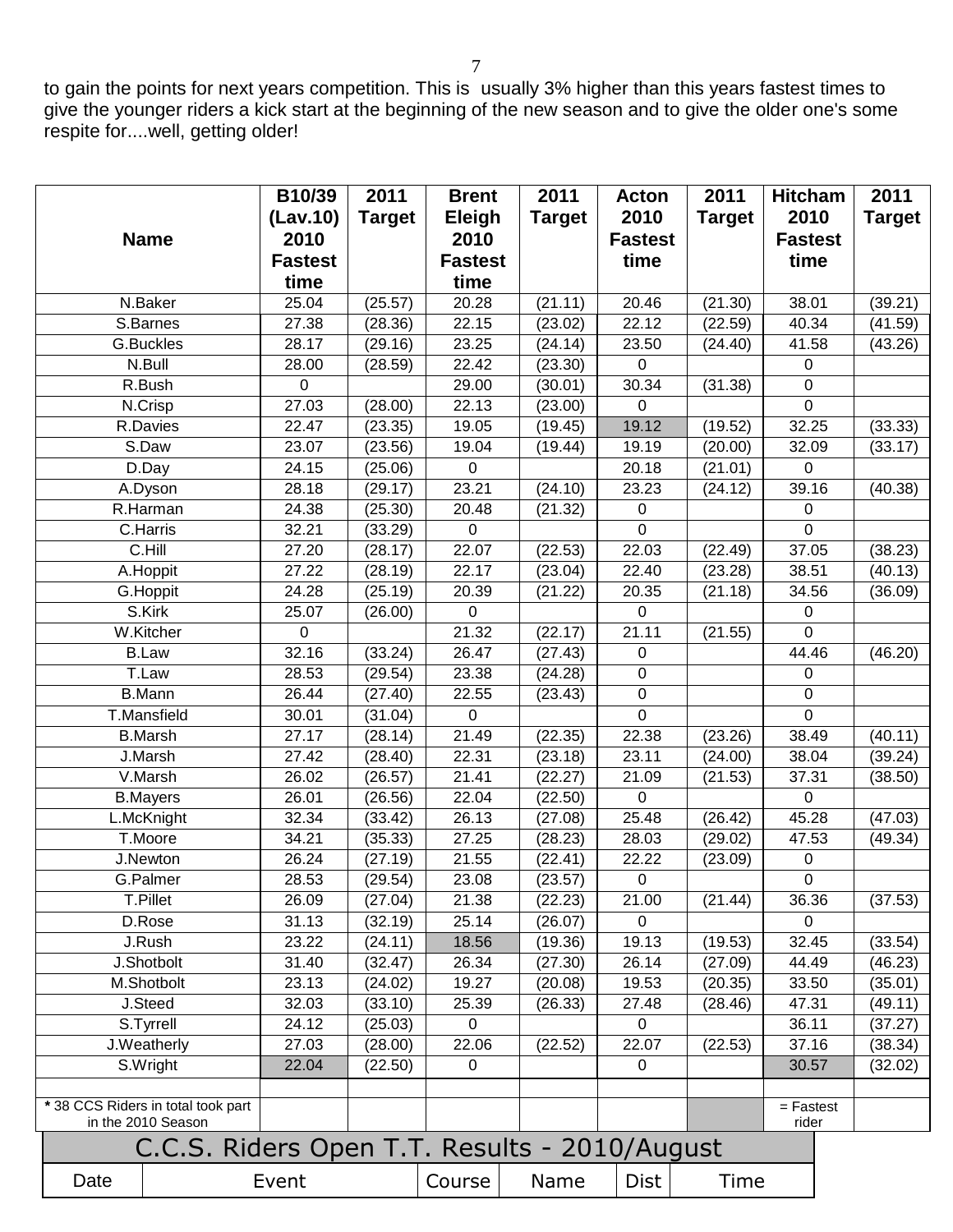to gain the points for next years competition. This is usually 3% higher than this years fastest times to give the younger riders a kick start at the beginning of the new season and to give the older one's some respite for....well, getting older!

| Name | B10/39 (Lav.10) 2010 Fastest time | 2011 Target | Brent Eleigh 2010 Fastest time | 2011 Target | Acton 2010 Fastest time | 2011 Target | Hitcham 2010 Fastest time | 2011 Target |
|---|---|---|---|---|---|---|---|---|
| N.Baker | 25.04 | (25.57) | 20.28 | (21.11) | 20.46 | (21.30) | 38.01 | (39.21) |
| S.Barnes | 27.38 | (28.36) | 22.15 | (23.02) | 22.12 | (22.59) | 40.34 | (41.59) |
| G.Buckles | 28.17 | (29.16) | 23.25 | (24.14) | 23.50 | (24.40) | 41.58 | (43.26) |
| N.Bull | 28.00 | (28.59) | 22.42 | (23.30) | 0 | | 0 | |
| R.Bush | 0 | | 29.00 | (30.01) | 30.34 | (31.38) | 0 | |
| N.Crisp | 27.03 | (28.00) | 22.13 | (23.00) | 0 | | 0 | |
| R.Davies | 22.47 | (23.35) | 19.05 | (19.45) | 19.12 | (19.52) | 32.25 | (33.33) |
| S.Daw | 23.07 | (23.56) | 19.04 | (19.44) | 19.19 | (20.00) | 32.09 | (33.17) |
| D.Day | 24.15 | (25.06) | 0 | | 20.18 | (21.01) | 0 | |
| A.Dyson | 28.18 | (29.17) | 23.21 | (24.10) | 23.23 | (24.12) | 39.16 | (40.38) |
| R.Harman | 24.38 | (25.30) | 20.48 | (21.32) | 0 | | 0 | |
| C.Harris | 32.21 | (33.29) | 0 | | 0 | | 0 | |
| C.Hill | 27.20 | (28.17) | 22.07 | (22.53) | 22.03 | (22.49) | 37.05 | (38.23) |
| A.Hoppit | 27.22 | (28.19) | 22.17 | (23.04) | 22.40 | (23.28) | 38.51 | (40.13) |
| G.Hoppit | 24.28 | (25.19) | 20.39 | (21.22) | 20.35 | (21.18) | 34.56 | (36.09) |
| S.Kirk | 25.07 | (26.00) | 0 | | 0 | | 0 | |
| W.Kitcher | 0 | | 21.32 | (22.17) | 21.11 | (21.55) | 0 | |
| B.Law | 32.16 | (33.24) | 26.47 | (27.43) | 0 | | 44.46 | (46.20) |
| T.Law | 28.53 | (29.54) | 23.38 | (24.28) | 0 | | 0 | |
| B.Mann | 26.44 | (27.40) | 22.55 | (23.43) | 0 | | 0 | |
| T.Mansfield | 30.01 | (31.04) | 0 | | 0 | | 0 | |
| B.Marsh | 27.17 | (28.14) | 21.49 | (22.35) | 22.38 | (23.26) | 38.49 | (40.11) |
| J.Marsh | 27.42 | (28.40) | 22.31 | (23.18) | 23.11 | (24.00) | 38.04 | (39.24) |
| V.Marsh | 26.02 | (26.57) | 21.41 | (22.27) | 21.09 | (21.53) | 37.31 | (38.50) |
| B.Mayers | 26.01 | (26.56) | 22.04 | (22.50) | 0 | | 0 | |
| L.McKnight | 32.34 | (33.42) | 26.13 | (27.08) | 25.48 | (26.42) | 45.28 | (47.03) |
| T.Moore | 34.21 | (35.33) | 27.25 | (28.23) | 28.03 | (29.02) | 47.53 | (49.34) |
| J.Newton | 26.24 | (27.19) | 21.55 | (22.41) | 22.22 | (23.09) | 0 | |
| G.Palmer | 28.53 | (29.54) | 23.08 | (23.57) | 0 | | 0 | |
| T.Pillet | 26.09 | (27.04) | 21.38 | (22.23) | 21.00 | (21.44) | 36.36 | (37.53) |
| D.Rose | 31.13 | (32.19) | 25.14 | (26.07) | 0 | | 0 | |
| J.Rush | 23.22 | (24.11) | 18.56 | (19.36) | 19.13 | (19.53) | 32.45 | (33.54) |
| J.Shotbolt | 31.40 | (32.47) | 26.34 | (27.30) | 26.14 | (27.09) | 44.49 | (46.23) |
| M.Shotbolt | 23.13 | (24.02) | 19.27 | (20.08) | 19.53 | (20.35) | 33.50 | (35.01) |
| J.Steed | 32.03 | (33.10) | 25.39 | (26.33) | 27.48 | (28.46) | 47.31 | (49.11) |
| S.Tyrrell | 24.12 | (25.03) | 0 | | 0 | | 36.11 | (37.27) |
| J.Weatherly | 27.03 | (28.00) | 22.06 | (22.52) | 22.07 | (22.53) | 37.16 | (38.34) |
| S.Wright | 22.04 | (22.50) | 0 | | 0 | | 30.57 | (32.02) |
| | | | | | | | | |
| * 38 CCS Riders in total took part in the 2010 Season | | | | | | | = Fastest rider | |

## C.C.S. Riders Open T.T. Results - 2010/August

| Date | Event | Course | Name | Dist | Time |
|---|---|---|---|---|---|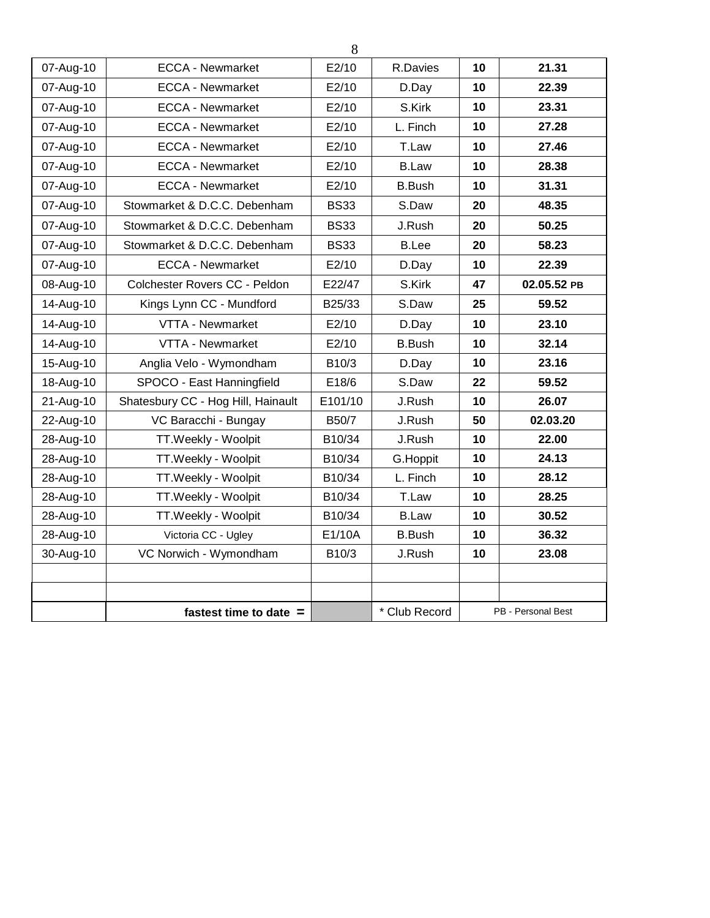| | | | | | |
|---|---|---|---|---|---|
| 07-Aug-10 | ECCA - Newmarket | E2/10 | R.Davies | **10** | **21.31** |
| 07-Aug-10 | ECCA - Newmarket | E2/10 | D.Day | **10** | **22.39** |
| 07-Aug-10 | ECCA - Newmarket | E2/10 | S.Kirk | **10** | **23.31** |
| 07-Aug-10 | ECCA - Newmarket | E2/10 | L. Finch | **10** | **27.28** |
| 07-Aug-10 | ECCA - Newmarket | E2/10 | T.Law | **10** | **27.46** |
| 07-Aug-10 | ECCA - Newmarket | E2/10 | B.Law | **10** | **28.38** |
| 07-Aug-10 | ECCA - Newmarket | E2/10 | B.Bush | **10** | **31.31** |
| 07-Aug-10 | Stowmarket & D.C.C. Debenham | BS33 | S.Daw | **20** | **48.35** |
| 07-Aug-10 | Stowmarket & D.C.C. Debenham | BS33 | J.Rush | **20** | **50.25** |
| 07-Aug-10 | Stowmarket & D.C.C. Debenham | BS33 | B.Lee | **20** | **58.23** |
| 07-Aug-10 | ECCA - Newmarket | E2/10 | D.Day | **10** | **22.39** |
| 08-Aug-10 | Colchester Rovers CC - Peldon | E22/47 | S.Kirk | **47** | **02.05.52 PB** |
| 14-Aug-10 | Kings Lynn CC - Mundford | B25/33 | S.Daw | **25** | **59.52** |
| 14-Aug-10 | VTTA - Newmarket | E2/10 | D.Day | **10** | **23.10** |
| 14-Aug-10 | VTTA - Newmarket | E2/10 | B.Bush | **10** | **32.14** |
| 15-Aug-10 | Anglia Velo - Wymondham | B10/3 | D.Day | **10** | **23.16** |
| 18-Aug-10 | SPOCO - East Hanningfield | E18/6 | S.Daw | **22** | **59.52** |
| 21-Aug-10 | Shatesbury CC - Hog Hill, Hainault | E101/10 | J.Rush | **10** | **26.07** |
| 22-Aug-10 | VC Baracchi - Bungay | B50/7 | J.Rush | **50** | **02.03.20** |
| 28-Aug-10 | TT.Weekly - Woolpit | B10/34 | J.Rush | **10** | **22.00** |
| 28-Aug-10 | TT.Weekly - Woolpit | B10/34 | G.Hoppit | **10** | **24.13** |
| 28-Aug-10 | TT.Weekly - Woolpit | B10/34 | L. Finch | **10** | **28.12** |
| 28-Aug-10 | TT.Weekly - Woolpit | B10/34 | T.Law | **10** | **28.25** |
| 28-Aug-10 | TT.Weekly - Woolpit | B10/34 | B.Law | **10** | **30.52** |
| 28-Aug-10 | Victoria CC - Ugley | E1/10A | B.Bush | **10** | **36.32** |
| 30-Aug-10 | VC Norwich - Wymondham | B10/3 | J.Rush | **10** | **23.08** |
| | | | | | |
| | | | | | |
| | **fastest time to date =** | | * Club Record | PB - Personal Best | |